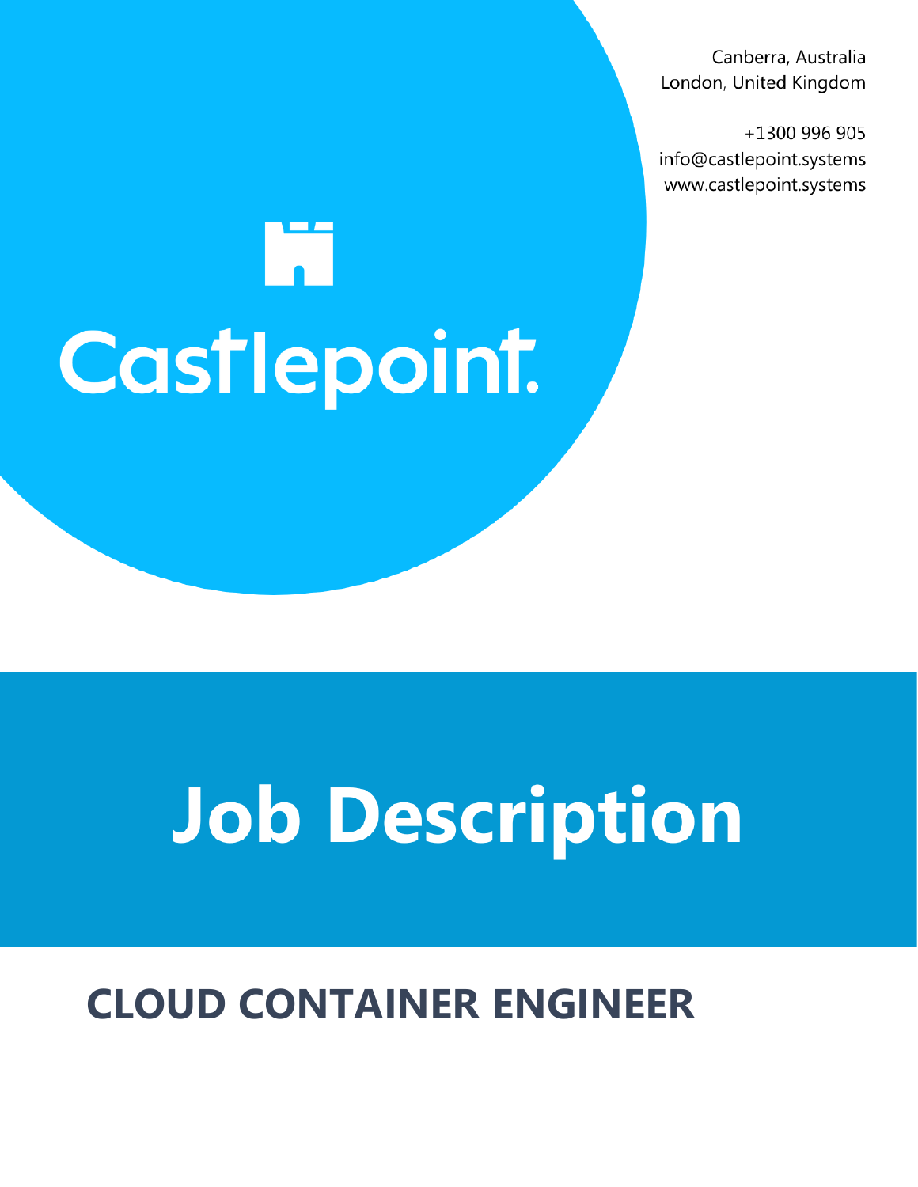Canberra, Australia
London, United Kingdom

+1300 996 905
info@castlepoint.systems
www.castlepoint.systems

Castlepoint.

# Job Description

## CLOUD CONTAINER ENGINEER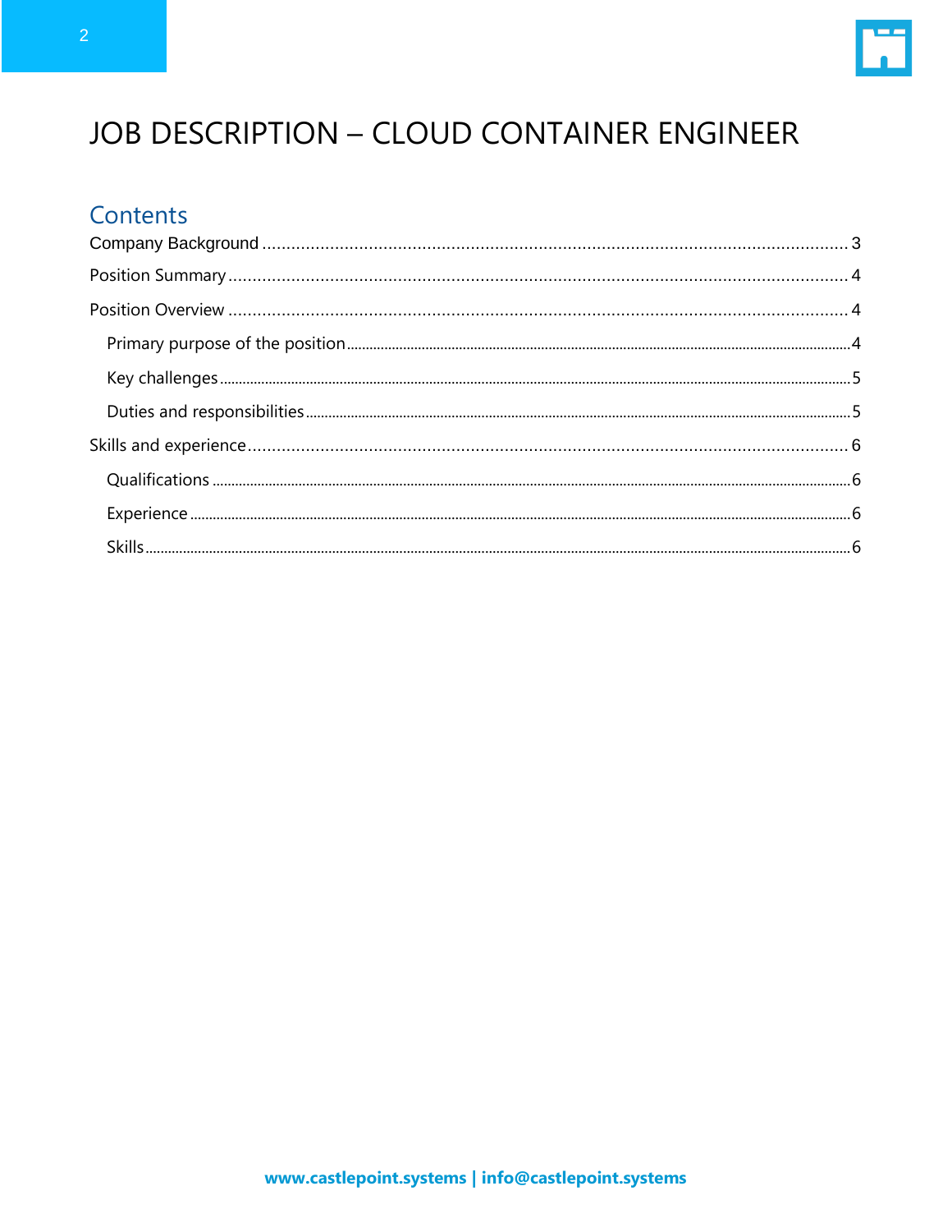# JOB DESCRIPTION – CLOUD CONTAINER ENGINEER

## Contents

Company Background ............ 3

Position Summary ............ 4

Position Overview ............ 4

- Primary purpose of the position ............ 4
- Key challenges ............ 5
- Duties and responsibilities ............ 5

Skills and experience ............ 6

- Qualifications ............ 6
- Experience ............ 6
- Skills ............ 6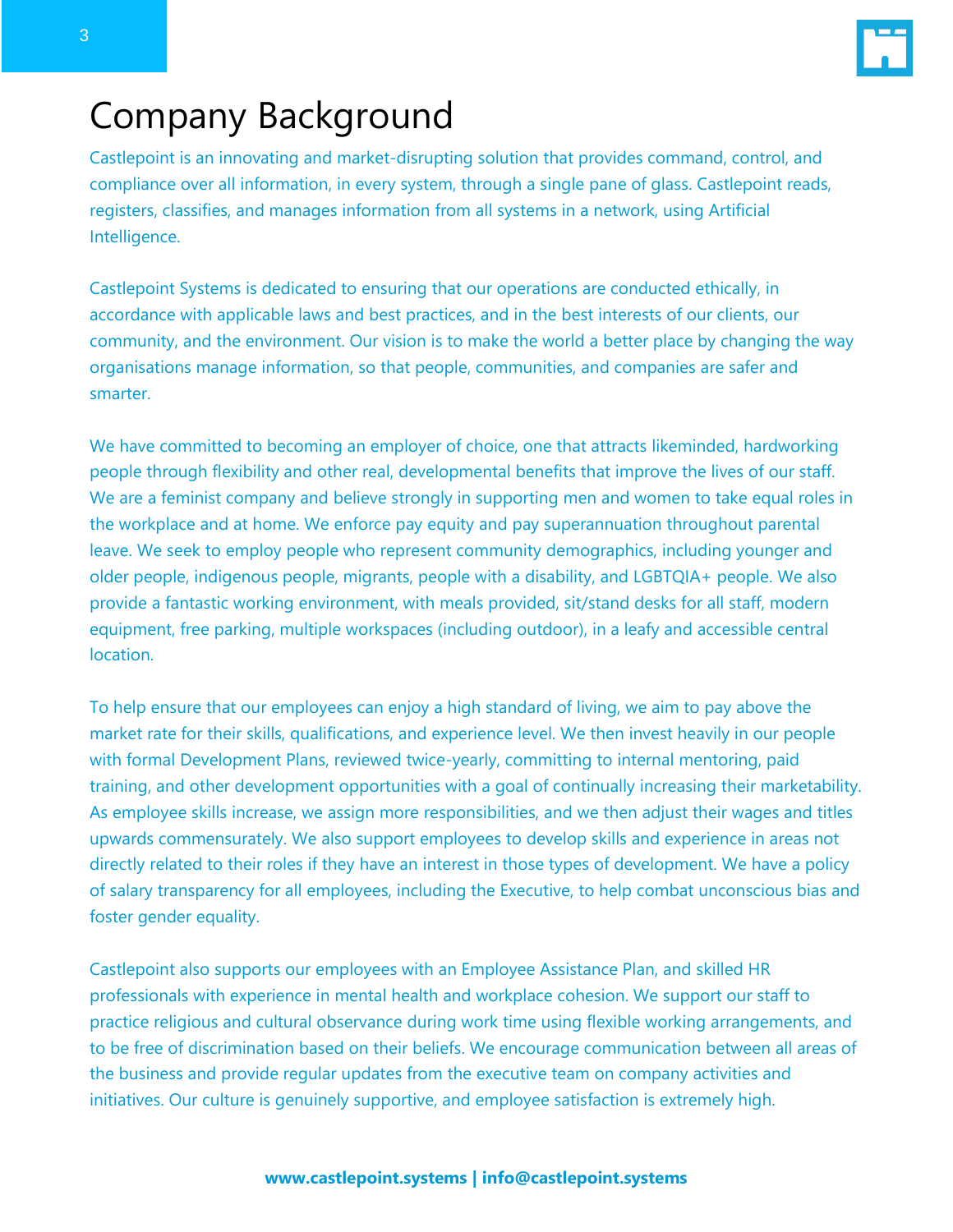# Company Background

Castlepoint is an innovating and market-disrupting solution that provides command, control, and compliance over all information, in every system, through a single pane of glass. Castlepoint reads, registers, classifies, and manages information from all systems in a network, using Artificial Intelligence.

Castlepoint Systems is dedicated to ensuring that our operations are conducted ethically, in accordance with applicable laws and best practices, and in the best interests of our clients, our community, and the environment. Our vision is to make the world a better place by changing the way organisations manage information, so that people, communities, and companies are safer and smarter.

We have committed to becoming an employer of choice, one that attracts likeminded, hardworking people through flexibility and other real, developmental benefits that improve the lives of our staff. We are a feminist company and believe strongly in supporting men and women to take equal roles in the workplace and at home. We enforce pay equity and pay superannuation throughout parental leave. We seek to employ people who represent community demographics, including younger and older people, indigenous people, migrants, people with a disability, and LGBTQIA+ people. We also provide a fantastic working environment, with meals provided, sit/stand desks for all staff, modern equipment, free parking, multiple workspaces (including outdoor), in a leafy and accessible central location.

To help ensure that our employees can enjoy a high standard of living, we aim to pay above the market rate for their skills, qualifications, and experience level. We then invest heavily in our people with formal Development Plans, reviewed twice-yearly, committing to internal mentoring, paid training, and other development opportunities with a goal of continually increasing their marketability. As employee skills increase, we assign more responsibilities, and we then adjust their wages and titles upwards commensurately. We also support employees to develop skills and experience in areas not directly related to their roles if they have an interest in those types of development. We have a policy of salary transparency for all employees, including the Executive, to help combat unconscious bias and foster gender equality.

Castlepoint also supports our employees with an Employee Assistance Plan, and skilled HR professionals with experience in mental health and workplace cohesion. We support our staff to practice religious and cultural observance during work time using flexible working arrangements, and to be free of discrimination based on their beliefs. We encourage communication between all areas of the business and provide regular updates from the executive team on company activities and initiatives. Our culture is genuinely supportive, and employee satisfaction is extremely high.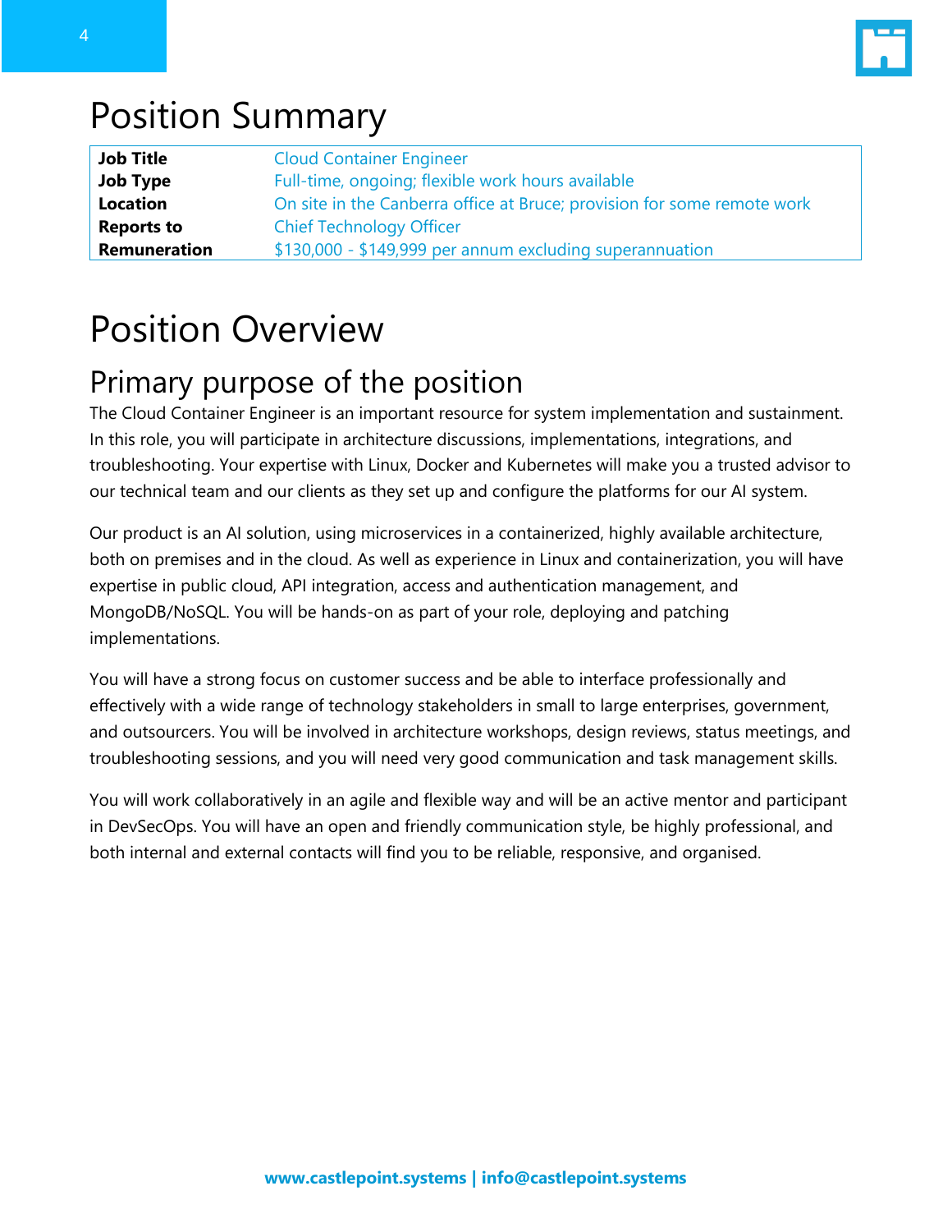# Position Summary

| | |
|---|---|
| **Job Title** | Cloud Container Engineer |
| **Job Type** | Full-time, ongoing; flexible work hours available |
| **Location** | On site in the Canberra office at Bruce; provision for some remote work |
| **Reports to** | Chief Technology Officer |
| **Remuneration** | $130,000 - $149,999 per annum excluding superannuation |

# Position Overview

## Primary purpose of the position

The Cloud Container Engineer is an important resource for system implementation and sustainment. In this role, you will participate in architecture discussions, implementations, integrations, and troubleshooting. Your expertise with Linux, Docker and Kubernetes will make you a trusted advisor to our technical team and our clients as they set up and configure the platforms for our AI system.

Our product is an AI solution, using microservices in a containerized, highly available architecture, both on premises and in the cloud. As well as experience in Linux and containerization, you will have expertise in public cloud, API integration, access and authentication management, and MongoDB/NoSQL. You will be hands-on as part of your role, deploying and patching implementations.

You will have a strong focus on customer success and be able to interface professionally and effectively with a wide range of technology stakeholders in small to large enterprises, government, and outsourcers. You will be involved in architecture workshops, design reviews, status meetings, and troubleshooting sessions, and you will need very good communication and task management skills.

You will work collaboratively in an agile and flexible way and will be an active mentor and participant in DevSecOps. You will have an open and friendly communication style, be highly professional, and both internal and external contacts will find you to be reliable, responsive, and organised.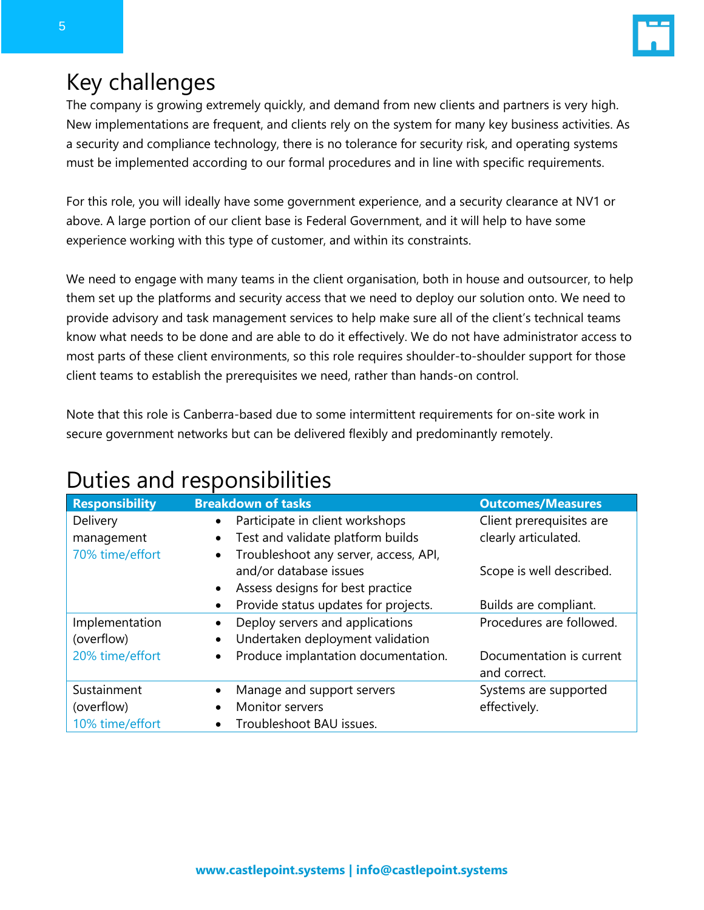## Key challenges

The company is growing extremely quickly, and demand from new clients and partners is very high. New implementations are frequent, and clients rely on the system for many key business activities. As a security and compliance technology, there is no tolerance for security risk, and operating systems must be implemented according to our formal procedures and in line with specific requirements.

For this role, you will ideally have some government experience, and a security clearance at NV1 or above. A large portion of our client base is Federal Government, and it will help to have some experience working with this type of customer, and within its constraints.

We need to engage with many teams in the client organisation, both in house and outsourcer, to help them set up the platforms and security access that we need to deploy our solution onto. We need to provide advisory and task management services to help make sure all of the client's technical teams know what needs to be done and are able to do it effectively. We do not have administrator access to most parts of these client environments, so this role requires shoulder-to-shoulder support for those client teams to establish the prerequisites we need, rather than hands-on control.

Note that this role is Canberra-based due to some intermittent requirements for on-site work in secure government networks but can be delivered flexibly and predominantly remotely.

## Duties and responsibilities

| Responsibility | Breakdown of tasks | Outcomes/Measures |
| --- | --- | --- |
| Delivery management<br>70% time/effort | • Participate in client workshops<br>• Test and validate platform builds<br>• Troubleshoot any server, access, API, and/or database issues<br>• Assess designs for best practice<br>• Provide status updates for projects. | Client prerequisites are clearly articulated.<br><br>Scope is well described.<br><br>Builds are compliant. |
| Implementation (overflow)<br>20% time/effort | • Deploy servers and applications<br>• Undertaken deployment validation<br>• Produce implantation documentation. | Procedures are followed.<br><br>Documentation is current and correct. |
| Sustainment (overflow)<br>10% time/effort | • Manage and support servers<br>• Monitor servers<br>• Troubleshoot BAU issues. | Systems are supported effectively. |

**www.castlepoint.systems | info@castlepoint.systems**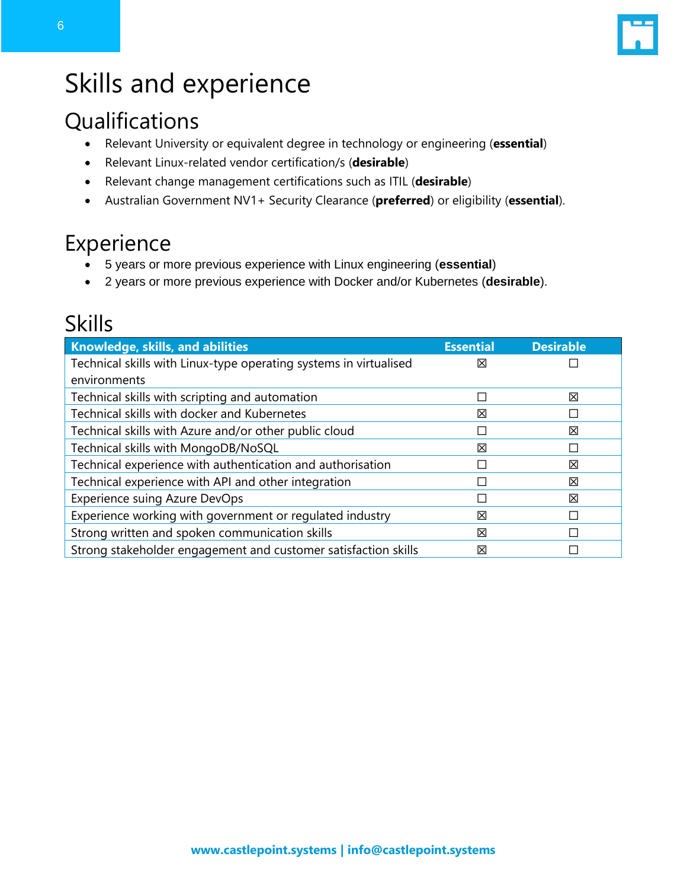# Skills and experience

## Qualifications

- Relevant University or equivalent degree in technology or engineering (**essential**)
- Relevant Linux-related vendor certification/s (**desirable**)
- Relevant change management certifications such as ITIL (**desirable**)
- Australian Government NV1+ Security Clearance (**preferred**) or eligibility (**essential**).

## Experience

- 5 years or more previous experience with Linux engineering (**essential**)
- 2 years or more previous experience with Docker and/or Kubernetes (**desirable**).

## Skills

| Knowledge, skills, and abilities | Essential | Desirable |
|---|---|---|
| Technical skills with Linux-type operating systems in virtualised environments | ☒ | ☐ |
| Technical skills with scripting and automation | ☐ | ☒ |
| Technical skills with docker and Kubernetes | ☒ | ☐ |
| Technical skills with Azure and/or other public cloud | ☐ | ☒ |
| Technical skills with MongoDB/NoSQL | ☒ | ☐ |
| Technical experience with authentication and authorisation | ☐ | ☒ |
| Technical experience with API and other integration | ☐ | ☒ |
| Experience suing Azure DevOps | ☐ | ☒ |
| Experience working with government or regulated industry | ☒ | ☐ |
| Strong written and spoken communication skills | ☒ | ☐ |
| Strong stakeholder engagement and customer satisfaction skills | ☒ | ☐ |

**www.castlepoint.systems | info@castlepoint.systems**